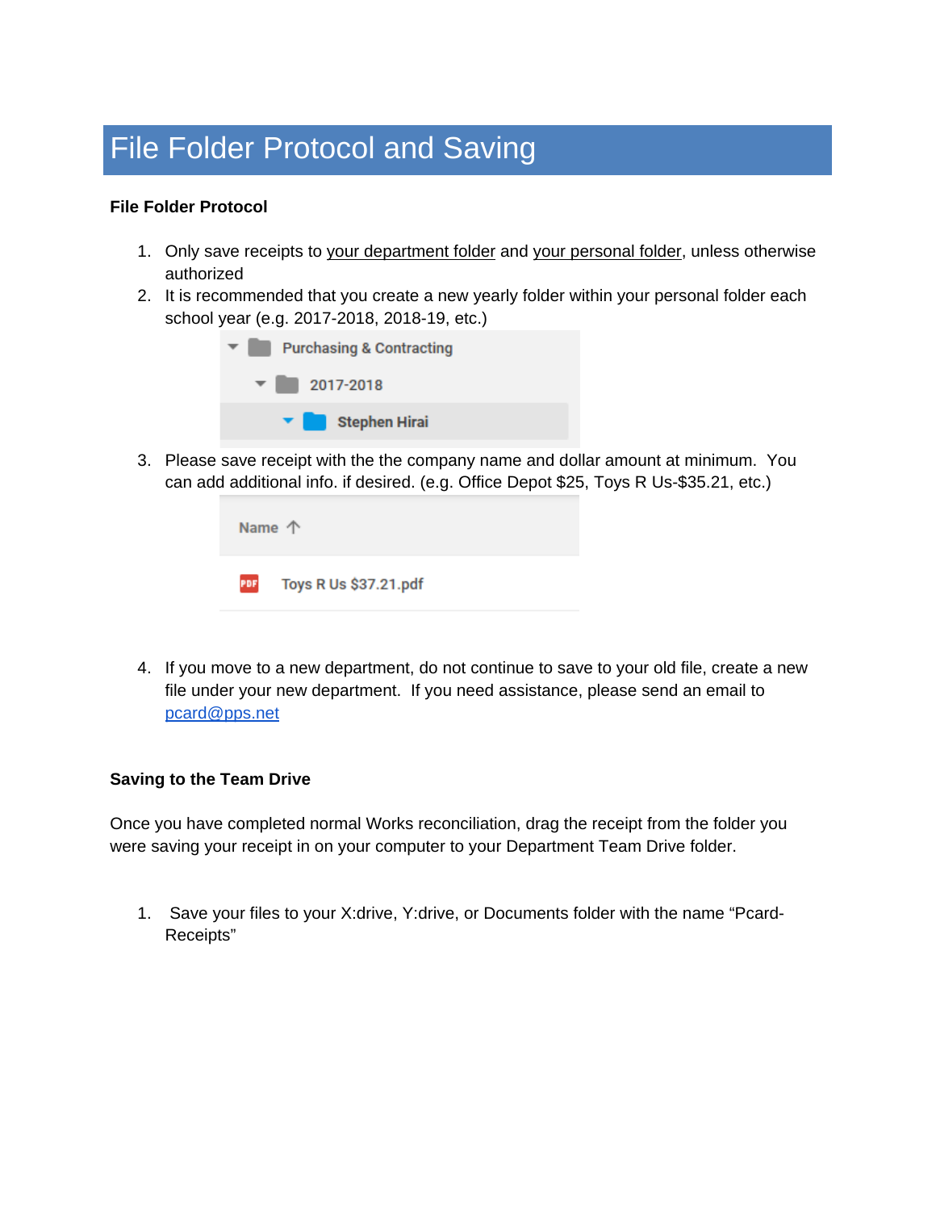# File Folder Protocol and Saving

**File Folder Protocol**

1. Only save receipts to your department folder and your personal folder, unless otherwise authorized
2. It is recommended that you create a new yearly folder within your personal folder each school year (e.g. 2017-2018, 2018-19, etc.)

   Purchasing & Contracting
   2017-2018
   Stephen Hirai

3. Please save receipt with the the company name and dollar amount at minimum. You can add additional info. if desired. (e.g. Office Depot $25, Toys R Us-$35.21, etc.)

   Name ↑
   Toys R Us $37.21.pdf

4. If you move to a new department, do not continue to save to your old file, create a new file under your new department. If you need assistance, please send an email to pcard@pps.net

**Saving to the Team Drive**

Once you have completed normal Works reconciliation, drag the receipt from the folder you were saving your receipt in on your computer to your Department Team Drive folder.

1. Save your files to your X:drive, Y:drive, or Documents folder with the name "Pcard-Receipts"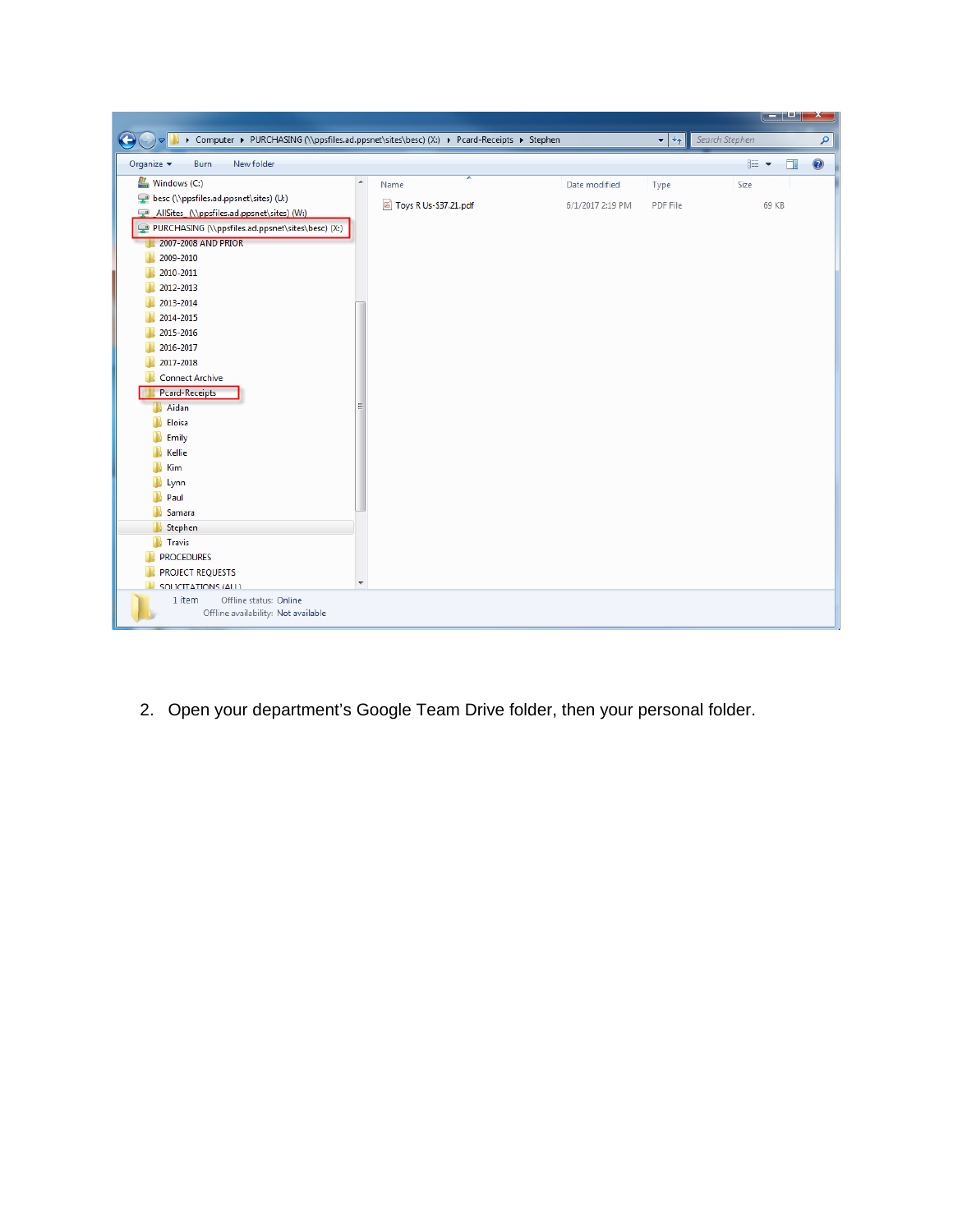2. Open your department's Google Team Drive folder, then your personal folder.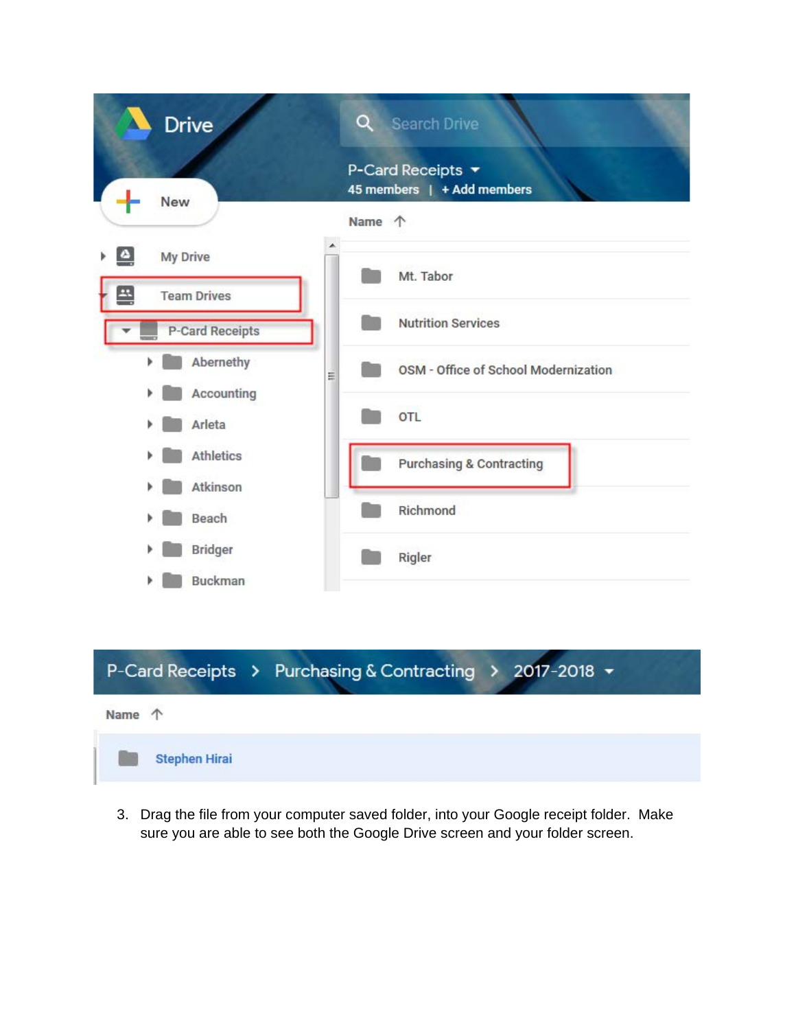3. Drag the file from your computer saved folder, into your Google receipt folder. Make sure you are able to see both the Google Drive screen and your folder screen.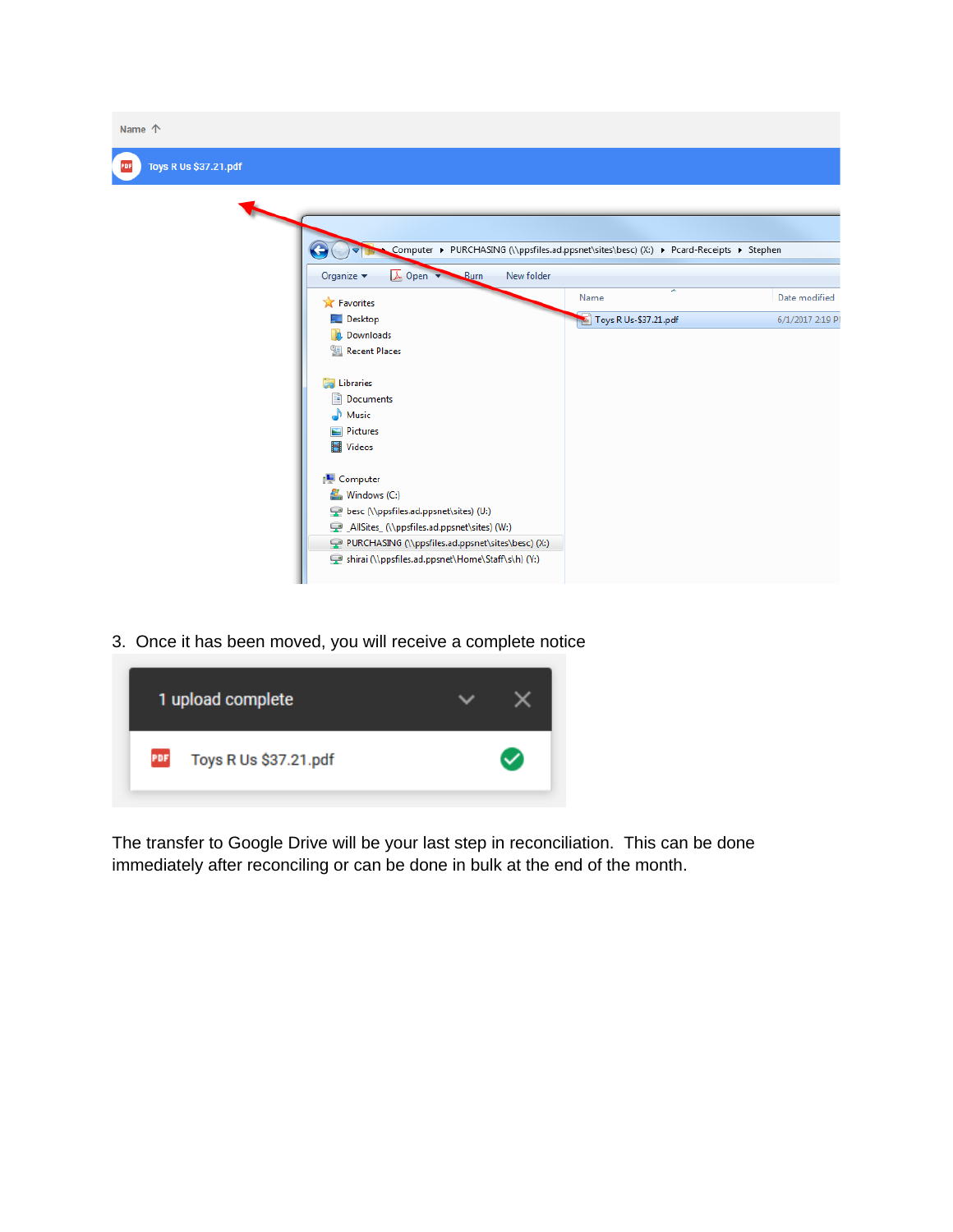3. Once it has been moved, you will receive a complete notice

The transfer to Google Drive will be your last step in reconciliation. This can be done immediately after reconciling or can be done in bulk at the end of the month.